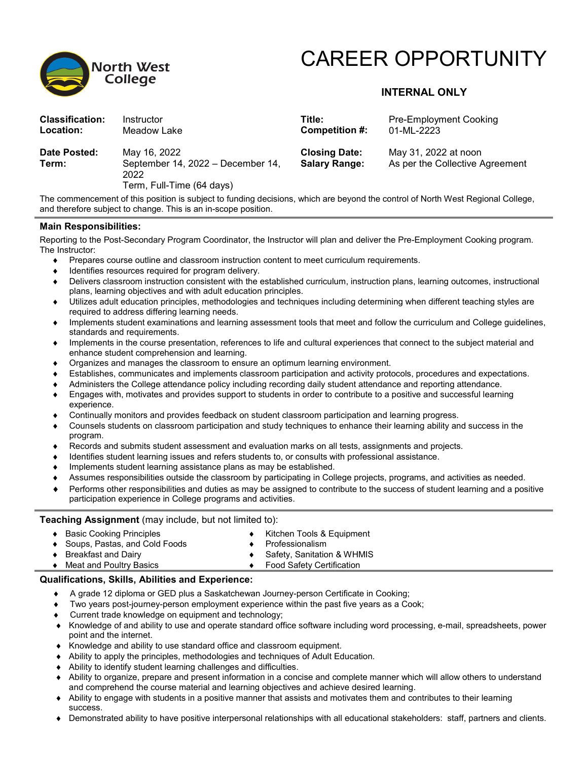North West College

# CAREER OPPORTUNITY

**INTERNAL ONLY**

| | | | |
|---|---|---|---|
| **Classification:** | Instructor | **Title:** | Pre-Employment Cooking |
| **Location:** | Meadow Lake | **Competition #:** | 01-ML-2223 |
| **Date Posted:** | May 16, 2022 | **Closing Date:** | May 31, 2022 at noon |
| **Term:** | September 14, 2022 – December 14, 2022<br>Term, Full-Time (64 days) | **Salary Range:** | As per the Collective Agreement |

The commencement of this position is subject to funding decisions, which are beyond the control of North West Regional College, and therefore subject to change. This is an in-scope position.

### Main Responsibilities:

Reporting to the Post-Secondary Program Coordinator, the Instructor will plan and deliver the Pre-Employment Cooking program. The Instructor:

- Prepares course outline and classroom instruction content to meet curriculum requirements.
- Identifies resources required for program delivery.
- Delivers classroom instruction consistent with the established curriculum, instruction plans, learning outcomes, instructional plans, learning objectives and with adult education principles.
- Utilizes adult education principles, methodologies and techniques including determining when different teaching styles are required to address differing learning needs.
- Implements student examinations and learning assessment tools that meet and follow the curriculum and College guidelines, standards and requirements.
- Implements in the course presentation, references to life and cultural experiences that connect to the subject material and enhance student comprehension and learning.
- Organizes and manages the classroom to ensure an optimum learning environment.
- Establishes, communicates and implements classroom participation and activity protocols, procedures and expectations.
- Administers the College attendance policy including recording daily student attendance and reporting attendance.
- Engages with, motivates and provides support to students in order to contribute to a positive and successful learning experience.
- Continually monitors and provides feedback on student classroom participation and learning progress.
- Counsels students on classroom participation and study techniques to enhance their learning ability and success in the program.
- Records and submits student assessment and evaluation marks on all tests, assignments and projects.
- Identifies student learning issues and refers students to, or consults with professional assistance.
- Implements student learning assistance plans as may be established.
- Assumes responsibilities outside the classroom by participating in College projects, programs, and activities as needed.
- Performs other responsibilities and duties as may be assigned to contribute to the success of student learning and a positive participation experience in College programs and activities.

### Teaching Assignment (may include, but not limited to):

- Basic Cooking Principles
- Soups, Pastas, and Cold Foods
- Breakfast and Dairy
- Meat and Poultry Basics
- Kitchen Tools & Equipment
- Professionalism
- Safety, Sanitation & WHMIS
- Food Safety Certification

### Qualifications, Skills, Abilities and Experience:

- A grade 12 diploma or GED plus a Saskatchewan Journey-person Certificate in Cooking;
- Two years post-journey-person employment experience within the past five years as a Cook;
- Current trade knowledge on equipment and technology;
- Knowledge of and ability to use and operate standard office software including word processing, e-mail, spreadsheets, power point and the internet.
- Knowledge and ability to use standard office and classroom equipment.
- Ability to apply the principles, methodologies and techniques of Adult Education.
- Ability to identify student learning challenges and difficulties.
- Ability to organize, prepare and present information in a concise and complete manner which will allow others to understand and comprehend the course material and learning objectives and achieve desired learning.
- Ability to engage with students in a positive manner that assists and motivates them and contributes to their learning success.
- Demonstrated ability to have positive interpersonal relationships with all educational stakeholders: staff, partners and clients.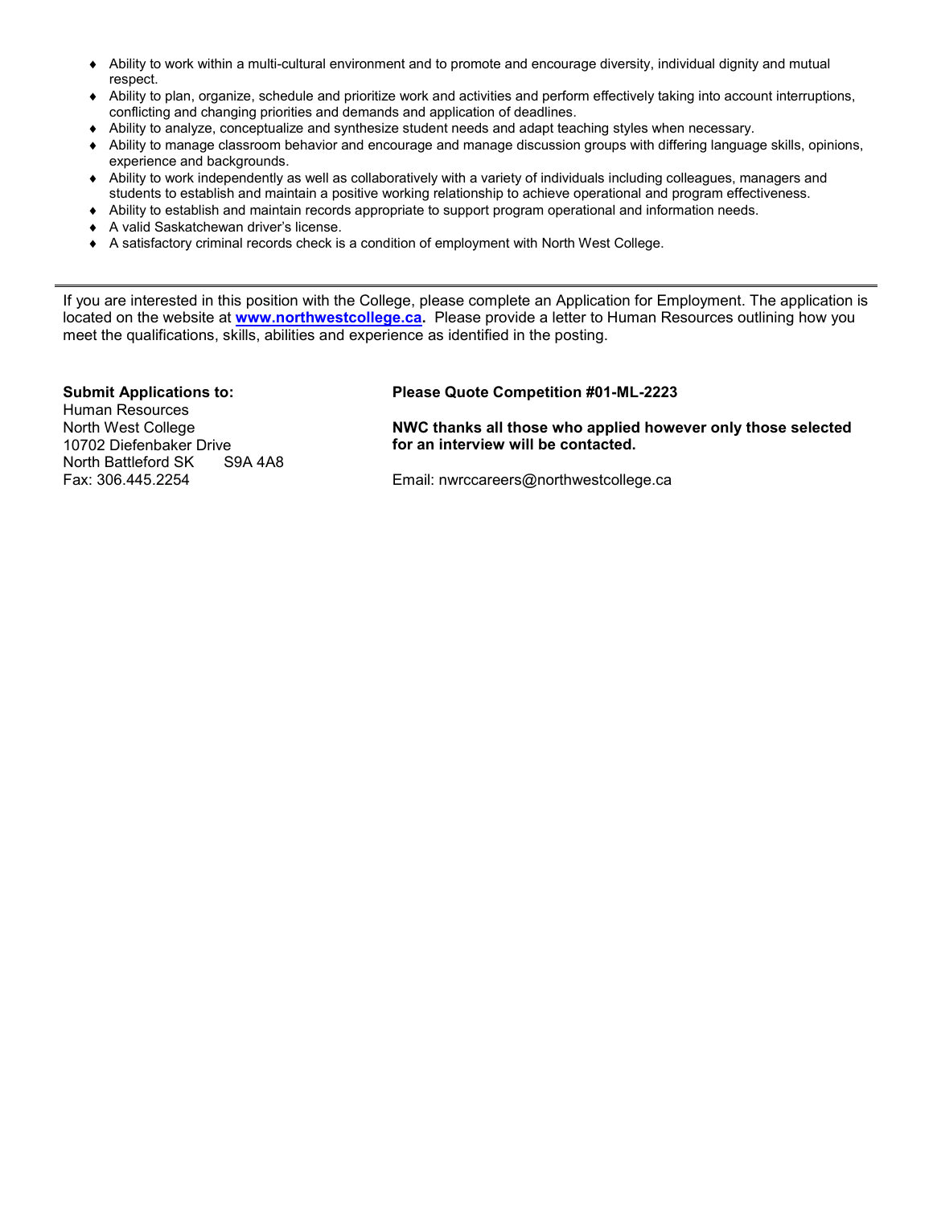- Ability to work within a multi-cultural environment and to promote and encourage diversity, individual dignity and mutual respect.
- Ability to plan, organize, schedule and prioritize work and activities and perform effectively taking into account interruptions, conflicting and changing priorities and demands and application of deadlines.
- Ability to analyze, conceptualize and synthesize student needs and adapt teaching styles when necessary.
- Ability to manage classroom behavior and encourage and manage discussion groups with differing language skills, opinions, experience and backgrounds.
- Ability to work independently as well as collaboratively with a variety of individuals including colleagues, managers and students to establish and maintain a positive working relationship to achieve operational and program effectiveness.
- Ability to establish and maintain records appropriate to support program operational and information needs.
- A valid Saskatchewan driver's license.
- A satisfactory criminal records check is a condition of employment with North West College.

---

If you are interested in this position with the College, please complete an Application for Employment. The application is located on the website at **www.northwestcollege.ca.** Please provide a letter to Human Resources outlining how you meet the qualifications, skills, abilities and experience as identified in the posting.

**Submit Applications to:**
Human Resources
North West College
10702 Diefenbaker Drive
North Battleford SK S9A 4A8
Fax: 306.445.2254

**Please Quote Competition #01-ML-2223**

**NWC thanks all those who applied however only those selected for an interview will be contacted.**

Email: nwrccareers@northwestcollege.ca